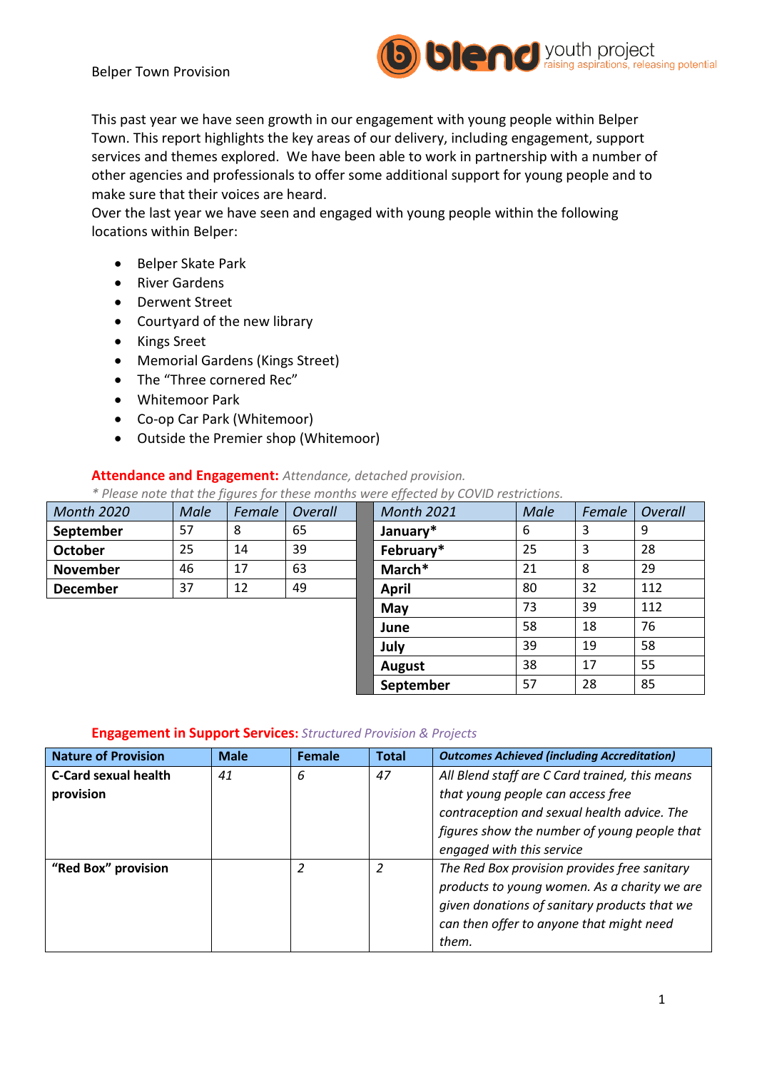Belper Town Provision

blend youth project
raising aspirations, releasing potential

This past year we have seen growth in our engagement with young people within Belper Town. This report highlights the key areas of our delivery, including engagement, support services and themes explored. We have been able to work in partnership with a number of other agencies and professionals to offer some additional support for young people and to make sure that their voices are heard.
Over the last year we have seen and engaged with young people within the following locations within Belper:

- Belper Skate Park
- River Gardens
- Derwent Street
- Courtyard of the new library
- Kings Sreet
- Memorial Gardens (Kings Street)
- The "Three cornered Rec"
- Whitemoor Park
- Co-op Car Park (Whitemoor)
- Outside the Premier shop (Whitemoor)

**Attendance and Engagement:** *Attendance, detached provision.*

*\* Please note that the figures for these months were effected by COVID restrictions.*

| *Month 2020* | *Male* | *Female* | *Overall* | *Month 2021* | *Male* | *Female* | *Overall* |
|---|---|---|---|---|---|---|---|
| **September** | 57 | 8 | 65 | **January\*** | 6 | 3 | 9 |
| **October** | 25 | 14 | 39 | **February\*** | 25 | 3 | 28 |
| **November** | 46 | 17 | 63 | **March\*** | 21 | 8 | 29 |
| **December** | 37 | 12 | 49 | **April** | 80 | 32 | 112 |
| | | | | **May** | 73 | 39 | 112 |
| | | | | **June** | 58 | 18 | 76 |
| | | | | **July** | 39 | 19 | 58 |
| | | | | **August** | 38 | 17 | 55 |
| | | | | **September** | 57 | 28 | 85 |

**Engagement in Support Services:** *Structured Provision & Projects*

| Nature of Provision | Male | Female | Total | *Outcomes Achieved (including Accreditation)* |
|---|---|---|---|---|
| **C-Card sexual health provision** | *41* | *6* | *47* | *All Blend staff are C Card trained, this means that young people can access free contraception and sexual health advice. The figures show the number of young people that engaged with this service* |
| **"Red Box" provision** | | *2* | *2* | *The Red Box provision provides free sanitary products to young women. As a charity we are given donations of sanitary products that we can then offer to anyone that might need them.* |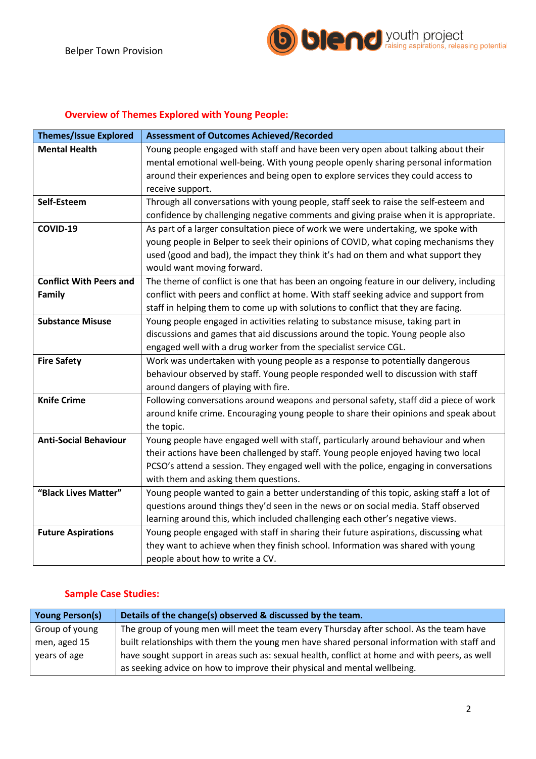## Overview of Themes Explored with Young People:

| Themes/Issue Explored | Assessment of Outcomes Achieved/Recorded |
|---|---|
| **Mental Health** | Young people engaged with staff and have been very open about talking about their mental emotional well-being. With young people openly sharing personal information around their experiences and being open to explore services they could access to receive support. |
| **Self-Esteem** | Through all conversations with young people, staff seek to raise the self-esteem and confidence by challenging negative comments and giving praise when it is appropriate. |
| **COVID-19** | As part of a larger consultation piece of work we were undertaking, we spoke with young people in Belper to seek their opinions of COVID, what coping mechanisms they used (good and bad), the impact they think it's had on them and what support they would want moving forward. |
| **Conflict With Peers and Family** | The theme of conflict is one that has been an ongoing feature in our delivery, including conflict with peers and conflict at home. With staff seeking advice and support from staff in helping them to come up with solutions to conflict that they are facing. |
| **Substance Misuse** | Young people engaged in activities relating to substance misuse, taking part in discussions and games that aid discussions around the topic. Young people also engaged well with a drug worker from the specialist service CGL. |
| **Fire Safety** | Work was undertaken with young people as a response to potentially dangerous behaviour observed by staff. Young people responded well to discussion with staff around dangers of playing with fire. |
| **Knife Crime** | Following conversations around weapons and personal safety, staff did a piece of work around knife crime. Encouraging young people to share their opinions and speak about the topic. |
| **Anti-Social Behaviour** | Young people have engaged well with staff, particularly around behaviour and when their actions have been challenged by staff. Young people enjoyed having two local PCSO's attend a session. They engaged well with the police, engaging in conversations with them and asking them questions. |
| **"Black Lives Matter"** | Young people wanted to gain a better understanding of this topic, asking staff a lot of questions around things they'd seen in the news or on social media. Staff observed learning around this, which included challenging each other's negative views. |
| **Future Aspirations** | Young people engaged with staff in sharing their future aspirations, discussing what they want to achieve when they finish school. Information was shared with young people about how to write a CV. |

## Sample Case Studies:

| Young Person(s) | Details of the change(s) observed & discussed by the team. |
|---|---|
| Group of young men, aged 15 years of age | The group of young men will meet the team every Thursday after school. As the team have built relationships with them the young men have shared personal information with staff and have sought support in areas such as: sexual health, conflict at home and with peers, as well as seeking advice on how to improve their physical and mental wellbeing. |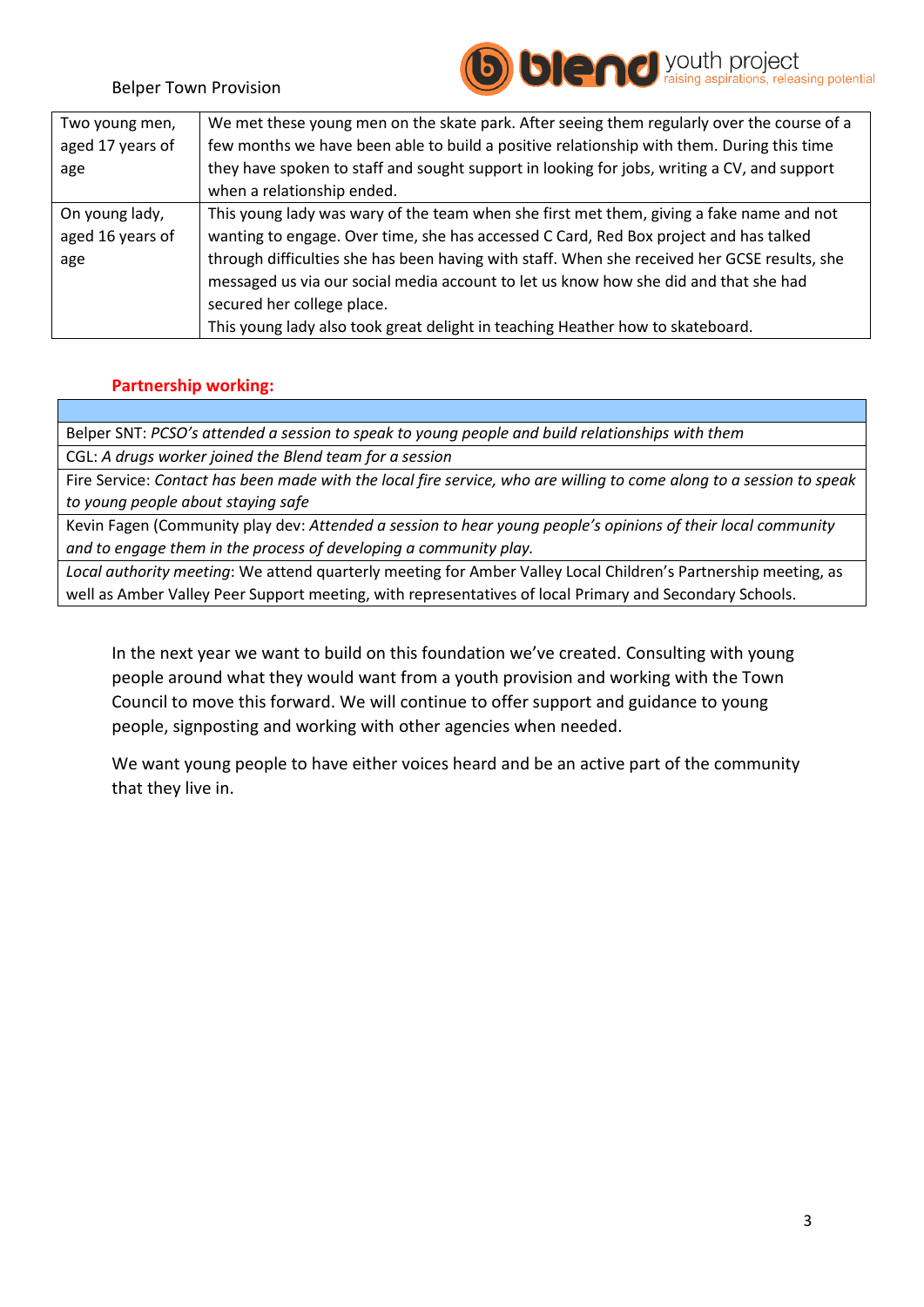Belper Town Provision

| | |
|---|---|
| Two young men, aged 17 years of age | We met these young men on the skate park. After seeing them regularly over the course of a few months we have been able to build a positive relationship with them. During this time they have spoken to staff and sought support in looking for jobs, writing a CV, and support when a relationship ended. |
| On young lady, aged 16 years of age | This young lady was wary of the team when she first met them, giving a fake name and not wanting to engage. Over time, she has accessed C Card, Red Box project and has talked through difficulties she has been having with staff. When she received her GCSE results, she messaged us via our social media account to let us know how she did and that she had secured her college place. This young lady also took great delight in teaching Heather how to skateboard. |

**Partnership working:**

| |
|---|
| Belper SNT: *PCSO's attended a session to speak to young people and build relationships with them* |
| CGL: *A drugs worker joined the Blend team for a session* |
| Fire Service: *Contact has been made with the local fire service, who are willing to come along to a session to speak to young people about staying safe* |
| Kevin Fagen (Community play dev: *Attended a session to hear young people's opinions of their local community and to engage them in the process of developing a community play.* |
| *Local authority meeting*: We attend quarterly meeting for Amber Valley Local Children's Partnership meeting, as well as Amber Valley Peer Support meeting, with representatives of local Primary and Secondary Schools. |

In the next year we want to build on this foundation we've created. Consulting with young people around what they would want from a youth provision and working with the Town Council to move this forward. We will continue to offer support and guidance to young people, signposting and working with other agencies when needed.

We want young people to have either voices heard and be an active part of the community that they live in.